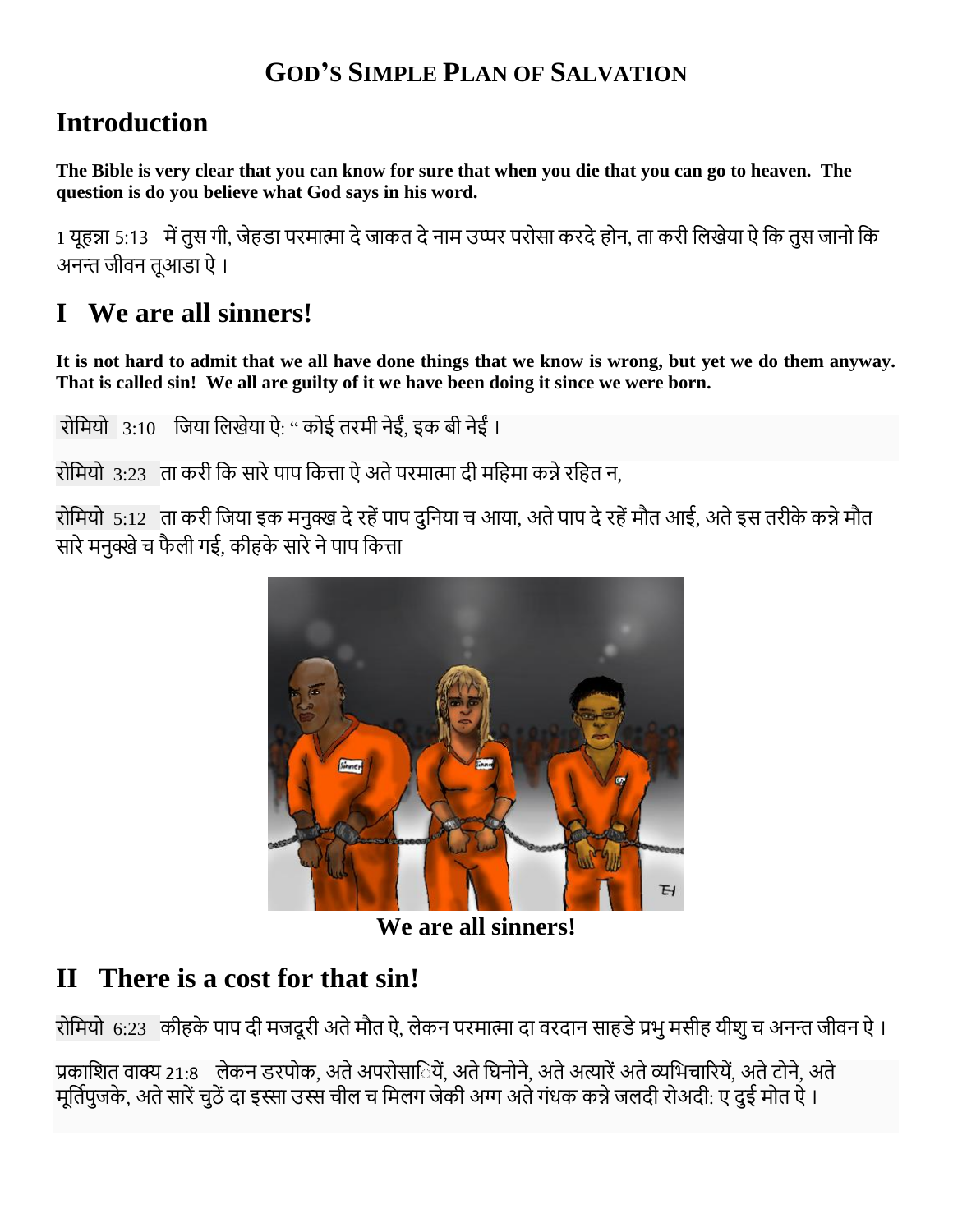# GOD'S SIMPLE PLAN OF SALVATION

## Introduction

**The Bible is very clear that you can know for sure that when you die that you can go to heaven. The question is do you believe what God says in his word.**

1 यूहन्ना 5:13 में तुस गी, जेहडा परमात्मा दे जाकत दे नाम उप्पर परोसा करदे होन, ता करी लिखेया ऐ कि तुस जानो कि अनन्त जीवन तूआडा ऐ ।

## I We are all sinners!

**It is not hard to admit that we all have done things that we know is wrong, but yet we do them anyway. That is called sin! We all are guilty of it we have been doing it since we were born.**

रोमियो 3:10 जिया लिखेया ऐ: " कोई तरमी नेईं, इक बी नेईं ।

रोमियो 3:23 ता करी कि सारे पाप कित्ता ऐ अते परमात्मा दी महिमा कन्ने रहित न,

रोमियो 5:12 ता करी जिया इक मनुक्ख दे रहें पाप दुनिया च आया, अते पाप दे रहें मौत आई, अते इस तरीके कन्ने मौत सारे मनुक्खे च फैली गई, कीहके सारे ने पाप कित्ता –

**We are all sinners!**

## II There is a cost for that sin!

रोमियो 6:23 कीहके पाप दी मजदूरी अते मौत ऐ, लेकन परमात्मा दा वरदान साहडे प्रभु मसीह यीशु च अनन्त जीवन ऐ ।

प्रकाशित वाक्य 21:8 लेकन डरपोक, अते अपरोसाियें, अते घिनोने, अते अत्यारें अते व्यभिचारियें, अते टोने, अते मूर्तिपुजके, अते सारें चुठें दा इस्सा उस्स चील च मिलग जेकी अग्ग अते गंधक कन्ने जलदी रोअदी: ए दुई मोत ऐ ।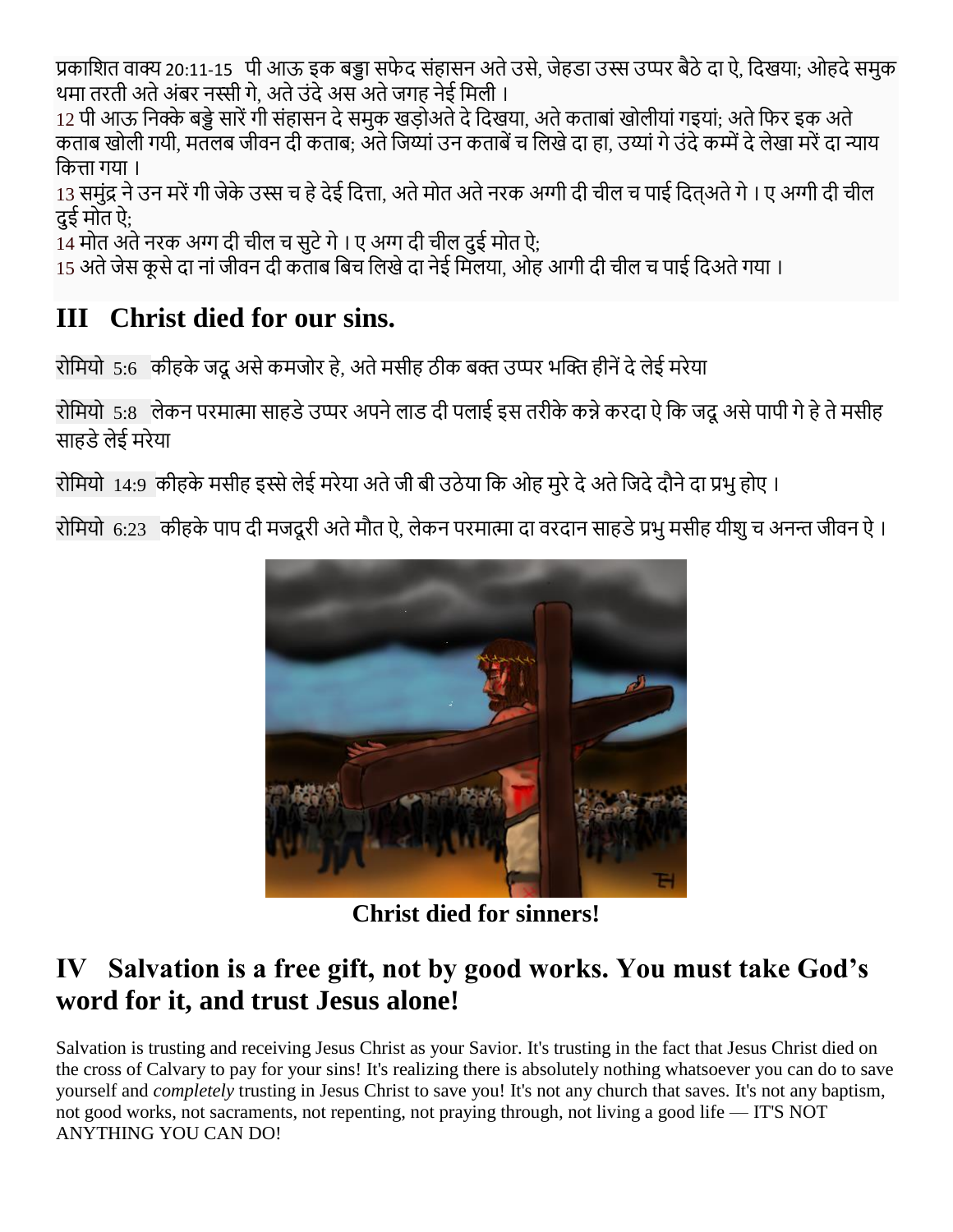प्रकाशित वाक्य 20:11-15 पी आऊ इक बड्डा सफेद संहासन अते उसे, जेहडा उस्स उप्पर बैठे दा ऐ, दिखया; ओहदे समुक थमा तरती अते अंबर नस्सी गे, अते उंदे अस अते जगह नेई मिली ।
12 पी आऊ निक्के बड्डे सारें गी संहासन दे समुक खड़ोअते दे दिखया, अते कताबां खोलीयां गइयां; अते फिर इक अते कताब खोली गयी, मतलब जीवन दी कताब; अते जिय्यां उन कताबें च लिखे दा हा, उय्यां गे उंदे कम्में दे लेखा मरें दा न्याय कित्ता गया ।
13 समुंद्र ने उन मरें गी जेके उस्स च हे देई दित्ता, अते मोत अते नरक अग्गी दी चील च पाई दित्अते गे । ए अग्गी दी चील दुई मोत ऐ;
14 मोत अते नरक अग्ग दी चील च सुटे गे । ए अग्ग दी चील दुई मोत ऐ;
15 अते जेस कूसे दा नां जीवन दी कताब बिच लिखे दा नेई मिलया, ओह आगी दी चील च पाई दिअते गया ।

## III Christ died for our sins.

रोमियो 5:6 कीहके जदू असे कमजोर हे, अते मसीह ठीक बक्त उप्पर भक्ति हीनें दे लेई मरेया

रोमियो 5:8 लेकन परमात्मा साहडे उप्पर अपने लाड दी पलाई इस तरीके कन्ने करदा ऐ कि जदू असे पापी गे हे ते मसीह साहडे लेई मरेया

रोमियो 14:9 कीहके मसीह इस्से लेई मरेया अते जी बी उठेया कि ओह मुरे दे अते जिदे दौने दा प्रभु होए ।

रोमियो 6:23 कीहके पाप दी मजदूरी अते मौत ऐ, लेकन परमात्मा दा वरदान साहडे प्रभु मसीह यीशु च अनन्त जीवन ऐ ।

**Christ died for sinners!**

## IV Salvation is a free gift, not by good works. You must take God's word for it, and trust Jesus alone!

Salvation is trusting and receiving Jesus Christ as your Savior. It's trusting in the fact that Jesus Christ died on the cross of Calvary to pay for your sins! It's realizing there is absolutely nothing whatsoever you can do to save yourself and *completely* trusting in Jesus Christ to save you! It's not any church that saves. It's not any baptism, not good works, not sacraments, not repenting, not praying through, not living a good life — IT'S NOT ANYTHING YOU CAN DO!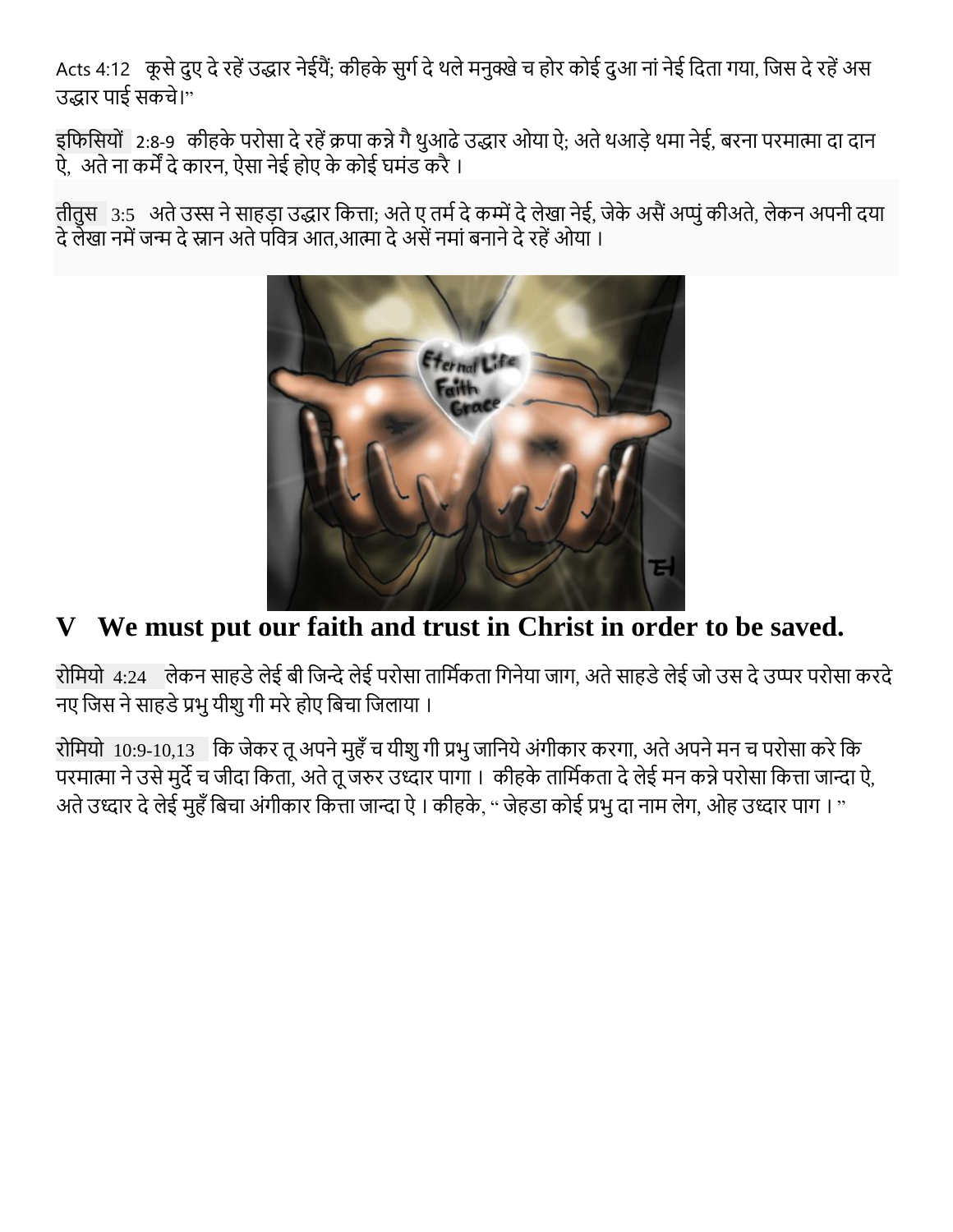Acts 4:12   कूसे दुए दे रहें उद्धार नेईयैं; कीहके सुर्ग दे थले मनुक्खे च होर कोई दुआ नां नेई दिता गया, जिस दे रहें अस उद्धार पाई सकचे।"

इफिसियों 2:8-9  कीहके परोसा दे रहें क्रपा कन्ने गै थुआढे उद्धार ओया ऐ; अते थआड़े थमा नेई, बरना परमात्मा दा दान ऐ,  अते ना कर्में दे कारन, ऐसा नेई होए के कोई घमंड करै ।

तीतुस 3:5  अते उस्स ने साहड़ा उद्धार कित्ता; अते ए तर्म दे कम्में दे लेखा नेई, जेके असैं अप्पुं कीअते, लेकन अपनी दया दे लेखा नमें जन्म दे स्नान अते पवित्र आत,आत्मा दे असें नमां बनाने दे रहें ओया ।

# V  We must put our faith and trust in Christ in order to be saved.

रोमियो 4:24   लेकन साहडे लेई बी जिन्दे लेई परोसा तार्मिकता गिनेया जाग, अते साहडे लेई जो उस दे उप्पर परोसा करदे नए जिस ने साहडे प्रभु यीशु गी मरे होए बिचा जिलाया ।

रोमियो 10:9-10,13   कि जेकर तू अपने मुहँ च यीशु गी प्रभु जानिये अंगीकार करगा, अते अपने मन च परोसा करे कि परमात्मा ने उसे मुर्दे च जीदा किता, अते तू जरुर उध्दार पागा ।  कीहके तार्मिकता दे लेई मन कन्ने परोसा कित्ता जान्दा ऐ, अते उध्दार दे लेई मुहँ बिचा अंगीकार कित्ता जान्दा ऐ । कीहके, " जेहडा कोई प्रभु दा नाम लेग, ओह उध्दार पाग । "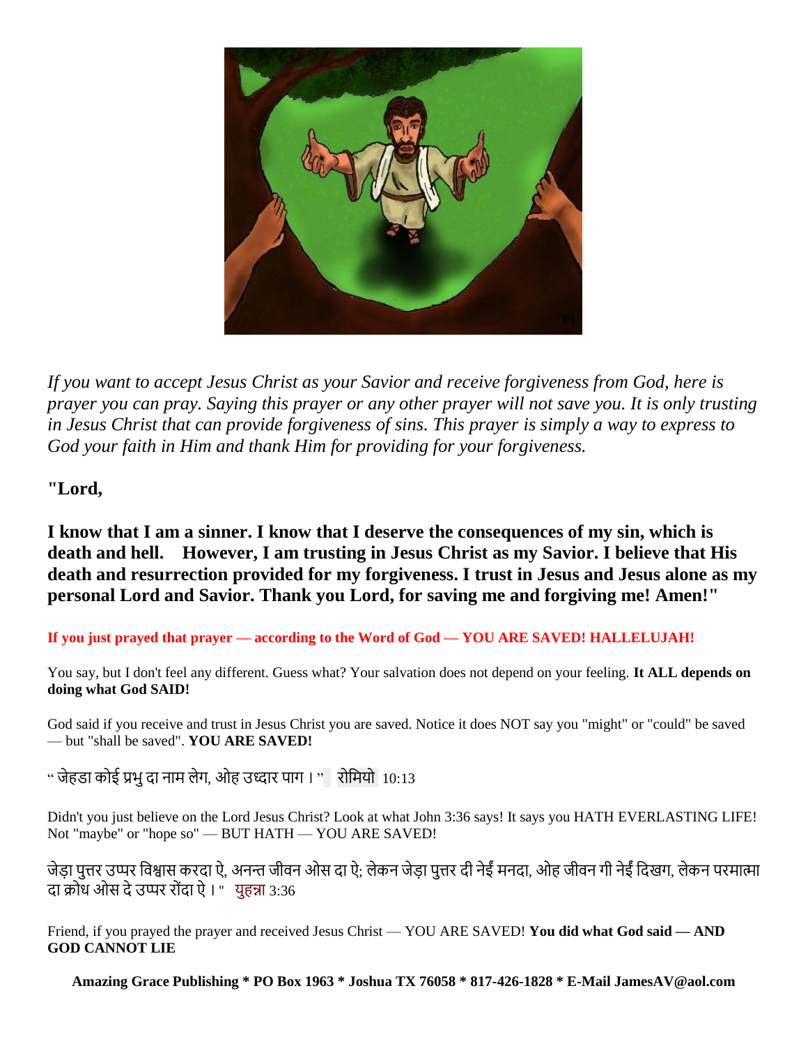*If you want to accept Jesus Christ as your Savior and receive forgiveness from God, here is prayer you can pray. Saying this prayer or any other prayer will not save you. It is only trusting in Jesus Christ that can provide forgiveness of sins. This prayer is simply a way to express to God your faith in Him and thank Him for providing for your forgiveness.*

**"Lord,**

**I know that I am a sinner. I know that I deserve the consequences of my sin, which is death and hell. However, I am trusting in Jesus Christ as my Savior. I believe that His death and resurrection provided for my forgiveness. I trust in Jesus and Jesus alone as my personal Lord and Savior. Thank you Lord, for saving me and forgiving me! Amen!"**

**If you just prayed that prayer — according to the Word of God — YOU ARE SAVED! HALLELUJAH!**

You say, but I don't feel any different. Guess what? Your salvation does not depend on your feeling. **It ALL depends on doing what God SAID!**

God said if you receive and trust in Jesus Christ you are saved. Notice it does NOT say you "might" or "could" be saved — but "shall be saved". **YOU ARE SAVED!**

" जेहडा कोई प्रभु दा नाम लेग, ओह उध्दार पाग । " रोमियो 10:13

Didn't you just believe on the Lord Jesus Christ? Look at what John 3:36 says! It says you HATH EVERLASTING LIFE! Not "maybe" or "hope so" — BUT HATH — YOU ARE SAVED!

जेड़ा पुत्तर उप्पर विश्वास करदा ऐ, अनन्त जीवन ओस दा ऐ; लेकन जेड़ा पुत्तर दी नेईं मनदा, ओह जीवन गी नेईं दिखग, लेकन परमात्मा दा क्रोध ओस दे उप्पर रोंदा ऐ । " युहन्ना 3:36

Friend, if you prayed the prayer and received Jesus Christ — YOU ARE SAVED! **You did what God said — AND GOD CANNOT LIE**

**Amazing Grace Publishing * PO Box 1963 * Joshua TX 76058 * 817-426-1828 * E-Mail JamesAV@aol.com**